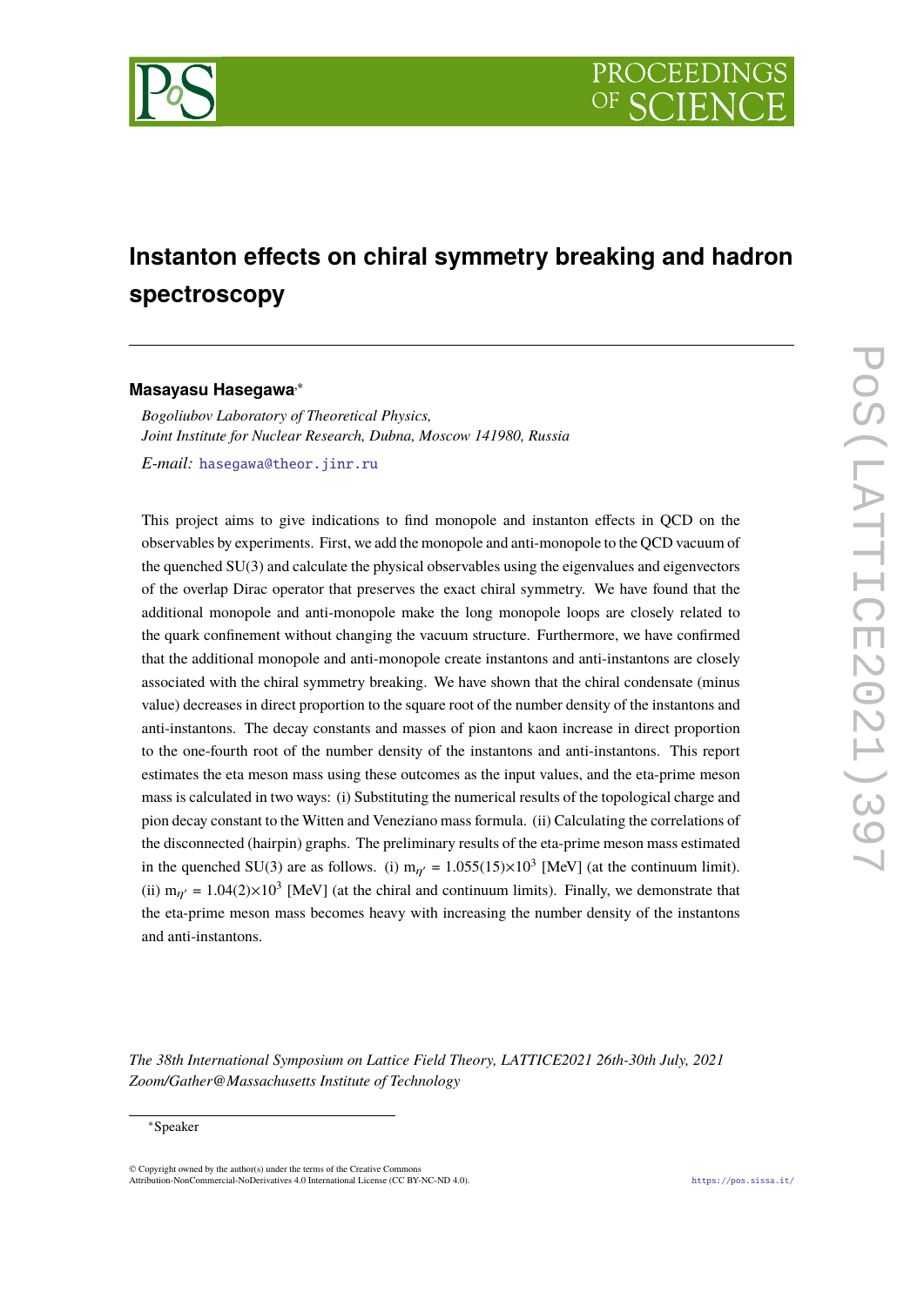# Instanton effects on chiral symmetry breaking and hadron spectroscopy

**Masayasu Hasegawa**[*]

*Bogoliubov Laboratory of Theoretical Physics,*
*Joint Institute for Nuclear Research, Dubna, Moscow 141980, Russia*

*E-mail:* hasegawa@theor.jinr.ru

This project aims to give indications to find monopole and instanton effects in QCD on the observables by experiments. First, we add the monopole and anti-monopole to the QCD vacuum of the quenched SU(3) and calculate the physical observables using the eigenvalues and eigenvectors of the overlap Dirac operator that preserves the exact chiral symmetry. We have found that the additional monopole and anti-monopole make the long monopole loops are closely related to the quark confinement without changing the vacuum structure. Furthermore, we have confirmed that the additional monopole and anti-monopole create instantons and anti-instantons are closely associated with the chiral symmetry breaking. We have shown that the chiral condensate (minus value) decreases in direct proportion to the square root of the number density of the instantons and anti-instantons. The decay constants and masses of pion and kaon increase in direct proportion to the one-fourth root of the number density of the instantons and anti-instantons. This report estimates the eta meson mass using these outcomes as the input values, and the eta-prime meson mass is calculated in two ways: (i) Substituting the numerical results of the topological charge and pion decay constant to the Witten and Veneziano mass formula. (ii) Calculating the correlations of the disconnected (hairpin) graphs. The preliminary results of the eta-prime meson mass estimated in the quenched SU(3) are as follows. (i) $m_{\eta'} = 1.055(15)\times10^3$ [MeV] (at the continuum limit). (ii) $m_{\eta'} = 1.04(2)\times10^3$ [MeV] (at the chiral and continuum limits). Finally, we demonstrate that the eta-prime meson mass becomes heavy with increasing the number density of the instantons and anti-instantons.

*The 38th International Symposium on Lattice Field Theory, LATTICE2021 26th-30th July, 2021*
*Zoom/Gather@Massachusetts Institute of Technology*

---

[*] Speaker

© Copyright owned by the author(s) under the terms of the Creative Commons Attribution-NonCommercial-NoDerivatives 4.0 International License (CC BY-NC-ND 4.0).

https://pos.sissa.it/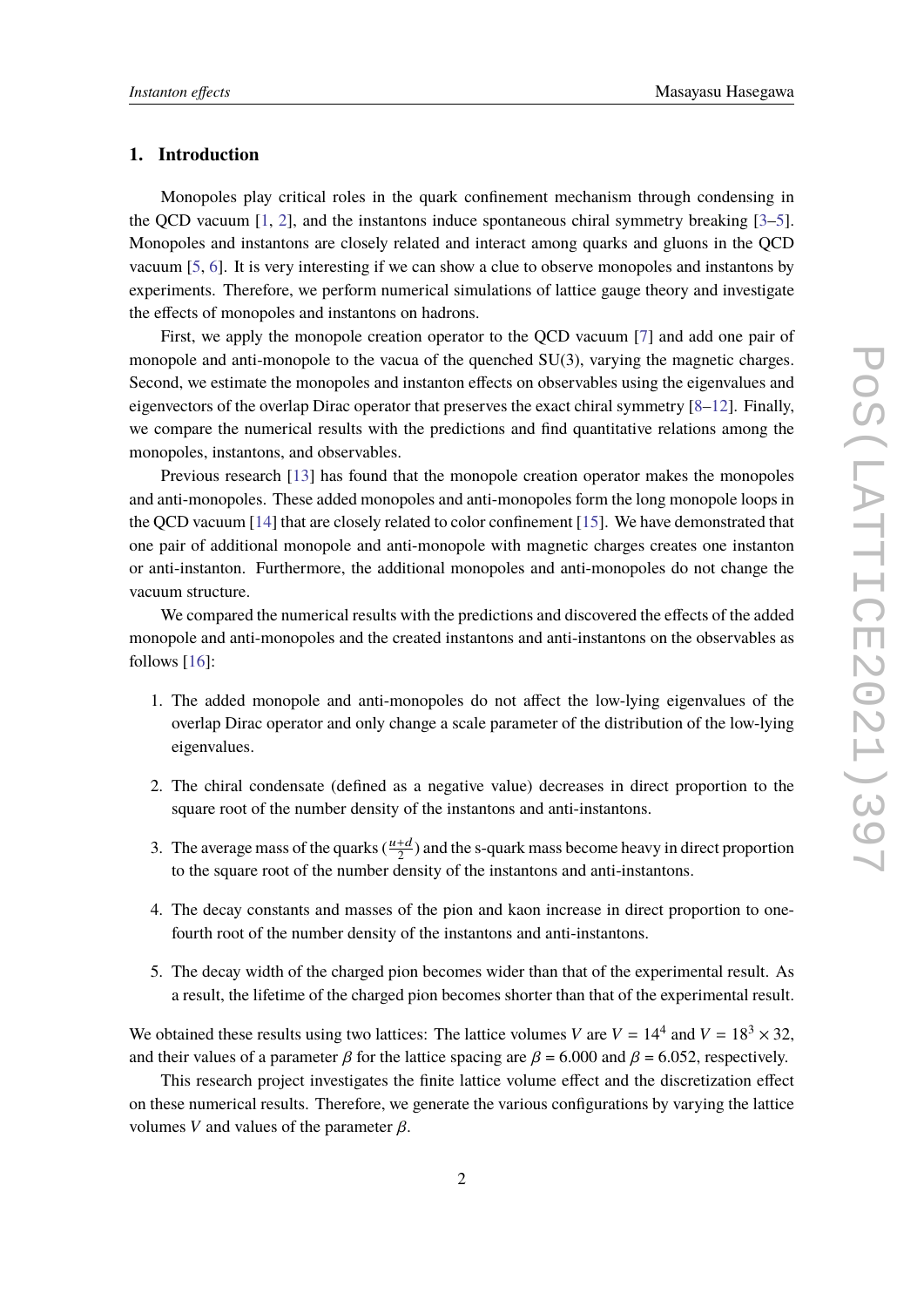## 1. Introduction

Monopoles play critical roles in the quark confinement mechanism through condensing in the QCD vacuum [1, 2], and the instantons induce spontaneous chiral symmetry breaking [3–5]. Monopoles and instantons are closely related and interact among quarks and gluons in the QCD vacuum [5, 6]. It is very interesting if we can show a clue to observe monopoles and instantons by experiments. Therefore, we perform numerical simulations of lattice gauge theory and investigate the effects of monopoles and instantons on hadrons.

First, we apply the monopole creation operator to the QCD vacuum [7] and add one pair of monopole and anti-monopole to the vacua of the quenched SU(3), varying the magnetic charges. Second, we estimate the monopoles and instanton effects on observables using the eigenvalues and eigenvectors of the overlap Dirac operator that preserves the exact chiral symmetry [8–12]. Finally, we compare the numerical results with the predictions and find quantitative relations among the monopoles, instantons, and observables.

Previous research [13] has found that the monopole creation operator makes the monopoles and anti-monopoles. These added monopoles and anti-monopoles form the long monopole loops in the QCD vacuum [14] that are closely related to color confinement [15]. We have demonstrated that one pair of additional monopole and anti-monopole with magnetic charges creates one instanton or anti-instanton. Furthermore, the additional monopoles and anti-monopoles do not change the vacuum structure.

We compared the numerical results with the predictions and discovered the effects of the added monopole and anti-monopoles and the created instantons and anti-instantons on the observables as follows [16]:

1. The added monopole and anti-monopoles do not affect the low-lying eigenvalues of the overlap Dirac operator and only change a scale parameter of the distribution of the low-lying eigenvalues.

2. The chiral condensate (defined as a negative value) decreases in direct proportion to the square root of the number density of the instantons and anti-instantons.

3. The average mass of the quarks ($\frac{u+d}{2}$) and the s-quark mass become heavy in direct proportion to the square root of the number density of the instantons and anti-instantons.

4. The decay constants and masses of the pion and kaon increase in direct proportion to one-fourth root of the number density of the instantons and anti-instantons.

5. The decay width of the charged pion becomes wider than that of the experimental result. As a result, the lifetime of the charged pion becomes shorter than that of the experimental result.

We obtained these results using two lattices: The lattice volumes $V$ are $V = 14^4$ and $V = 18^3 \times 32$, and their values of a parameter $\beta$ for the lattice spacing are $\beta = 6.000$ and $\beta = 6.052$, respectively.

This research project investigates the finite lattice volume effect and the discretization effect on these numerical results. Therefore, we generate the various configurations by varying the lattice volumes $V$ and values of the parameter $\beta$.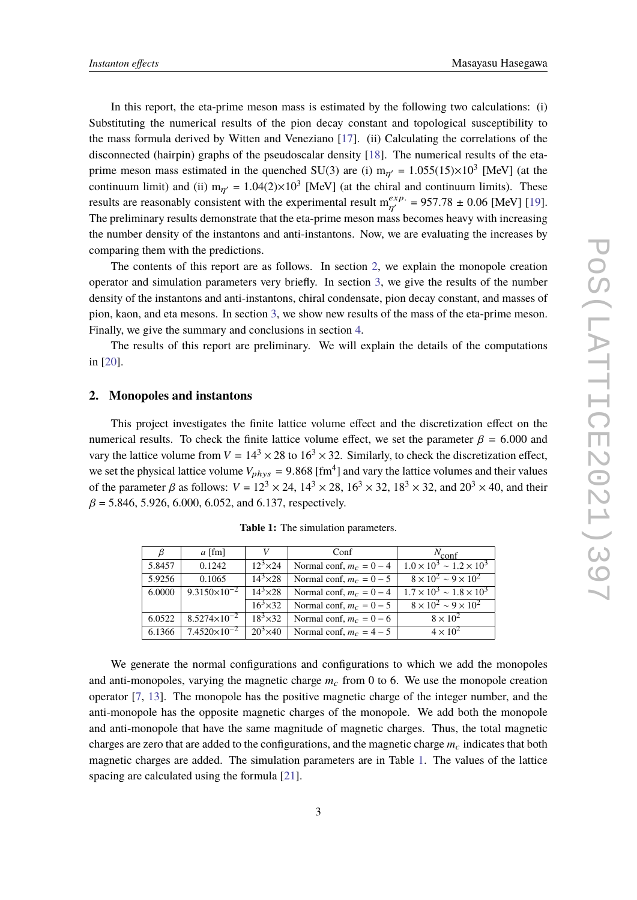In this report, the eta-prime meson mass is estimated by the following two calculations: (i) Substituting the numerical results of the pion decay constant and topological susceptibility to the mass formula derived by Witten and Veneziano [17]. (ii) Calculating the correlations of the disconnected (hairpin) graphs of the pseudoscalar density [18]. The numerical results of the eta-prime meson mass estimated in the quenched SU(3) are (i) $m_{\eta'}$ = 1.055(15)$\times 10^3$ [MeV] (at the continuum limit) and (ii) $m_{\eta'}$ = 1.04(2)$\times 10^3$ [MeV] (at the chiral and continuum limits). These results are reasonably consistent with the experimental result $m_{\eta'}^{exp.}$ = 957.78 $\pm$ 0.06 [MeV] [19]. The preliminary results demonstrate that the eta-prime meson mass becomes heavy with increasing the number density of the instantons and anti-instantons. Now, we are evaluating the increases by comparing them with the predictions.

The contents of this report are as follows. In section 2, we explain the monopole creation operator and simulation parameters very briefly. In section 3, we give the results of the number density of the instantons and anti-instantons, chiral condensate, pion decay constant, and masses of pion, kaon, and eta mesons. In section 3, we show new results of the mass of the eta-prime meson. Finally, we give the summary and conclusions in section 4.

The results of this report are preliminary. We will explain the details of the computations in [20].

## 2. Monopoles and instantons

This project investigates the finite lattice volume effect and the discretization effect on the numerical results. To check the finite lattice volume effect, we set the parameter $\beta$ = 6.000 and vary the lattice volume from $V = 14^3 \times 28$ to $16^3 \times 32$. Similarly, to check the discretization effect, we set the physical lattice volume $V_{phys}$ = 9.868 [fm$^4$] and vary the lattice volumes and their values of the parameter $\beta$ as follows: $V = 12^3 \times 24$, $14^3 \times 28$, $16^3 \times 32$, $18^3 \times 32$, and $20^3 \times 40$, and their $\beta$ = 5.846, 5.926, 6.000, 6.052, and 6.137, respectively.

**Table 1:** The simulation parameters.

| $\beta$ | $a$ [fm] | $V$ | Conf | $N_{\mathrm{conf}}$ |
|---|---|---|---|---|
| 5.8457 | 0.1242 | $12^3{\times}24$ | Normal conf, $m_c$ = 0 − 4 | $1.0 \times 10^3$ ~ $1.2 \times 10^3$ |
| 5.9256 | 0.1065 | $14^3{\times}28$ | Normal conf, $m_c$ = 0 − 5 | $8 \times 10^2$ ~ $9 \times 10^2$ |
| 6.0000 | $9.3150{\times}10^{-2}$ | $14^3{\times}28$ | Normal conf, $m_c$ = 0 − 4 | $1.7 \times 10^3$ ~ $1.8 \times 10^3$ |
| | | $16^3{\times}32$ | Normal conf, $m_c$ = 0 − 5 | $8 \times 10^2$ ~ $9 \times 10^2$ |
| 6.0522 | $8.5274{\times}10^{-2}$ | $18^3{\times}32$ | Normal conf, $m_c$ = 0 − 6 | $8 \times 10^2$ |
| 6.1366 | $7.4520{\times}10^{-2}$ | $20^3{\times}40$ | Normal conf, $m_c$ = 4 − 5 | $4 \times 10^2$ |

We generate the normal configurations and configurations to which we add the monopoles and anti-monopoles, varying the magnetic charge $m_c$ from 0 to 6. We use the monopole creation operator [7, 13]. The monopole has the positive magnetic charge of the integer number, and the anti-monopole has the opposite magnetic charges of the monopole. We add both the monopole and anti-monopole that have the same magnitude of magnetic charges. Thus, the total magnetic charges are zero that are added to the configurations, and the magnetic charge $m_c$ indicates that both magnetic charges are added. The simulation parameters are in Table 1. The values of the lattice spacing are calculated using the formula [21].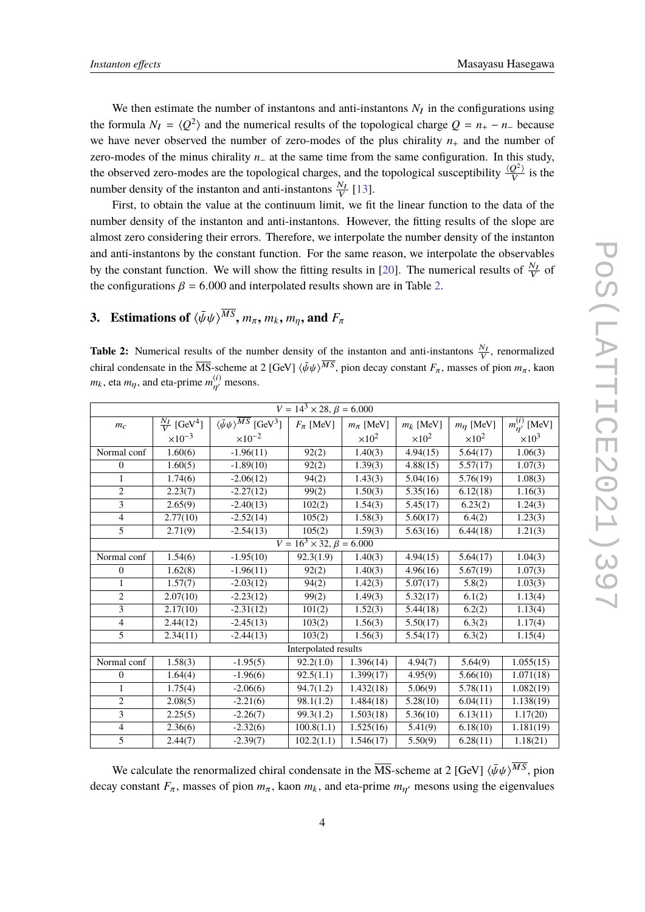We then estimate the number of instantons and anti-instantons $N_I$ in the configurations using the formula $N_I = \langle Q^2 \rangle$ and the numerical results of the topological charge $Q = n_+ - n_-$ because we have never observed the number of zero-modes of the plus chirality $n_+$ and the number of zero-modes of the minus chirality $n_-$ at the same time from the same configuration. In this study, the observed zero-modes are the topological charges, and the topological susceptibility $\frac{\langle Q^2 \rangle}{V}$ is the number density of the instanton and anti-instantons $\frac{N_I}{V}$ [13].

First, to obtain the value at the continuum limit, we fit the linear function to the data of the number density of the instanton and anti-instantons. However, the fitting results of the slope are almost zero considering their errors. Therefore, we interpolate the number density of the instanton and anti-instantons by the constant function. For the same reason, we interpolate the observables by the constant function. We will show the fitting results in [20]. The numerical results of $\frac{N_I}{V}$ of the configurations $\beta = 6.000$ and interpolated results shown are in Table 2.

## 3. Estimations of $\langle \bar{\psi}\psi \rangle^{\overline{MS}}$, $m_\pi$, $m_k$, $m_\eta$, and $F_\pi$

**Table 2:** Numerical results of the number density of the instanton and anti-instantons $\frac{N_I}{V}$, renormalized chiral condensate in the $\overline{\text{MS}}$-scheme at 2 [GeV] $\langle \bar{\psi}\psi \rangle^{\overline{MS}}$, pion decay constant $F_\pi$, masses of pion $m_\pi$, kaon $m_k$, eta $m_\eta$, and eta-prime $m_{\eta'}^{(i)}$ mesons.

| $m_c$ | $\frac{N_I}{V}$ [GeV$^4$] $\times 10^{-3}$ | $\langle \bar{\psi}\psi \rangle^{\overline{MS}}$ [GeV$^3$] $\times 10^{-2}$ | $F_\pi$ [MeV] | $m_\pi$ [MeV] $\times 10^2$ | $m_k$ [MeV] $\times 10^2$ | $m_\eta$ [MeV] $\times 10^2$ | $m_{\eta'}^{(i)}$ [MeV] $\times 10^3$ |
|---|---|---|---|---|---|---|---|
| $V = 14^3 \times 28$, $\beta = 6.000$ | | | | | | | |
| Normal conf | 1.60(6) | -1.96(11) | 92(2) | 1.40(3) | 4.94(15) | 5.64(17) | 1.06(3) |
| 0 | 1.60(5) | -1.89(10) | 92(2) | 1.39(3) | 4.88(15) | 5.57(17) | 1.07(3) |
| 1 | 1.74(6) | -2.06(12) | 94(2) | 1.43(3) | 5.04(16) | 5.76(19) | 1.08(3) |
| 2 | 2.23(7) | -2.27(12) | 99(2) | 1.50(3) | 5.35(16) | 6.12(18) | 1.16(3) |
| 3 | 2.65(9) | -2.40(13) | 102(2) | 1.54(3) | 5.45(17) | 6.23(2) | 1.24(3) |
| 4 | 2.77(10) | -2.52(14) | 105(2) | 1.58(3) | 5.60(17) | 6.4(2) | 1.23(3) |
| 5 | 2.71(9) | -2.54(13) | 105(2) | 1.59(3) | 5.63(16) | 6.44(18) | 1.21(3) |
| $V = 16^3 \times 32$, $\beta = 6.000$ | | | | | | | |
| Normal conf | 1.54(6) | -1.95(10) | 92.3(1.9) | 1.40(3) | 4.94(15) | 5.64(17) | 1.04(3) |
| 0 | 1.62(8) | -1.96(11) | 92(2) | 1.40(3) | 4.96(16) | 5.67(19) | 1.07(3) |
| 1 | 1.57(7) | -2.03(12) | 94(2) | 1.42(3) | 5.07(17) | 5.8(2) | 1.03(3) |
| 2 | 2.07(10) | -2.23(12) | 99(2) | 1.49(3) | 5.32(17) | 6.1(2) | 1.13(4) |
| 3 | 2.17(10) | -2.31(12) | 101(2) | 1.52(3) | 5.44(18) | 6.2(2) | 1.13(4) |
| 4 | 2.44(12) | -2.45(13) | 103(2) | 1.56(3) | 5.50(17) | 6.3(2) | 1.17(4) |
| 5 | 2.34(11) | -2.44(13) | 103(2) | 1.56(3) | 5.54(17) | 6.3(2) | 1.15(4) |
| Interpolated results | | | | | | | |
| Normal conf | 1.58(3) | -1.95(5) | 92.2(1.0) | 1.396(14) | 4.94(7) | 5.64(9) | 1.055(15) |
| 0 | 1.64(4) | -1.96(6) | 92.5(1.1) | 1.399(17) | 4.95(9) | 5.66(10) | 1.071(18) |
| 1 | 1.75(4) | -2.06(6) | 94.7(1.2) | 1.432(18) | 5.06(9) | 5.78(11) | 1.082(19) |
| 2 | 2.08(5) | -2.21(6) | 98.1(1.2) | 1.484(18) | 5.28(10) | 6.04(11) | 1.138(19) |
| 3 | 2.25(5) | -2.26(7) | 99.3(1.2) | 1.503(18) | 5.36(10) | 6.13(11) | 1.17(20) |
| 4 | 2.36(6) | -2.32(6) | 100.8(1.1) | 1.525(16) | 5.41(9) | 6.18(10) | 1.181(19) |
| 5 | 2.44(7) | -2.39(7) | 102.2(1.1) | 1.546(17) | 5.50(9) | 6.28(11) | 1.18(21) |

We calculate the renormalized chiral condensate in the $\overline{\text{MS}}$-scheme at 2 [GeV] $\langle \bar{\psi}\psi \rangle^{\overline{MS}}$, pion decay constant $F_\pi$, masses of pion $m_\pi$, kaon $m_k$, and eta-prime $m_{\eta'}$ mesons using the eigenvalues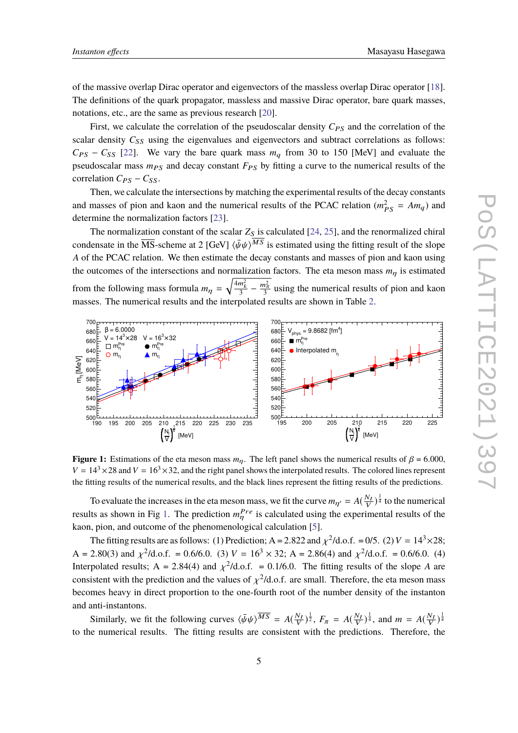of the massive overlap Dirac operator and eigenvectors of the massless overlap Dirac operator [18]. The definitions of the quark propagator, massless and massive Dirac operator, bare quark masses, notations, etc., are the same as previous research [20].

First, we calculate the correlation of the pseudoscalar density $C_{PS}$ and the correlation of the scalar density $C_{SS}$ using the eigenvalues and eigenvectors and subtract correlations as follows: $C_{PS} - C_{SS}$ [22]. We vary the bare quark mass $m_q$ from 30 to 150 [MeV] and evaluate the pseudoscalar mass $m_{PS}$ and decay constant $F_{PS}$ by fitting a curve to the numerical results of the correlation $C_{PS} - C_{SS}$.

Then, we calculate the intersections by matching the experimental results of the decay constants and masses of pion and kaon and the numerical results of the PCAC relation ($m^2_{PS} = Am_q$) and determine the normalization factors [23].

The normalization constant of the scalar $Z_S$ is calculated [24, 25], and the renormalized chiral condensate in the $\overline{\text{MS}}$-scheme at 2 [GeV] $\langle\bar{\psi}\psi\rangle^{\overline{MS}}$ is estimated using the fitting result of the slope $A$ of the PCAC relation. We then estimate the decay constants and masses of pion and kaon using the outcomes of the intersections and normalization factors. The eta meson mass $m_\eta$ is estimated from the following mass formula $m_\eta = \sqrt{\frac{4m_K^2}{3} - \frac{m_\pi^2}{3}}$ using the numerical results of pion and kaon masses. The numerical results and the interpolated results are shown in Table 2.

**Figure 1:** Estimations of the eta meson mass $m_\eta$. The left panel shows the numerical results of $\beta = 6.000$, $V = 14^3 \times 28$ and $V = 16^3 \times 32$, and the right panel shows the interpolated results. The colored lines represent the fitting results of the numerical results, and the black lines represent the fitting results of the predictions.

To evaluate the increases in the eta meson mass, we fit the curve $m_{\eta'} = A(\frac{N_I}{V})^{\frac{1}{4}}$ to the numerical results as shown in Fig 1. The prediction $m_\eta^{Pre}$ is calculated using the experimental results of the kaon, pion, and outcome of the phenomenological calculation [5].

The fitting results are as follows: (1) Prediction; A = 2.822 and $\chi^2$/d.o.f. = 0/5. (2) $V = 14^3 \times 28$; A = 2.80(3) and $\chi^2$/d.o.f. = 0.6/6.0. (3) $V = 16^3 \times 32$; A = 2.86(4) and $\chi^2$/d.o.f. = 0.6/6.0. (4) Interpolated results; A = 2.84(4) and $\chi^2$/d.o.f. = 0.1/6.0. The fitting results of the slope $A$ are consistent with the prediction and the values of $\chi^2$/d.o.f. are small. Therefore, the eta meson mass becomes heavy in direct proportion to the one-fourth root of the number density of the instanton and anti-instantons.

Similarly, we fit the following curves $\langle\bar{\psi}\psi\rangle^{\overline{MS}} = A(\frac{N_I}{V})^{\frac{1}{2}}$, $F_\pi = A(\frac{N_I}{V})^{\frac{1}{4}}$, and $m = A(\frac{N_I}{V})^{\frac{1}{4}}$ to the numerical results. The fitting results are consistent with the predictions. Therefore, the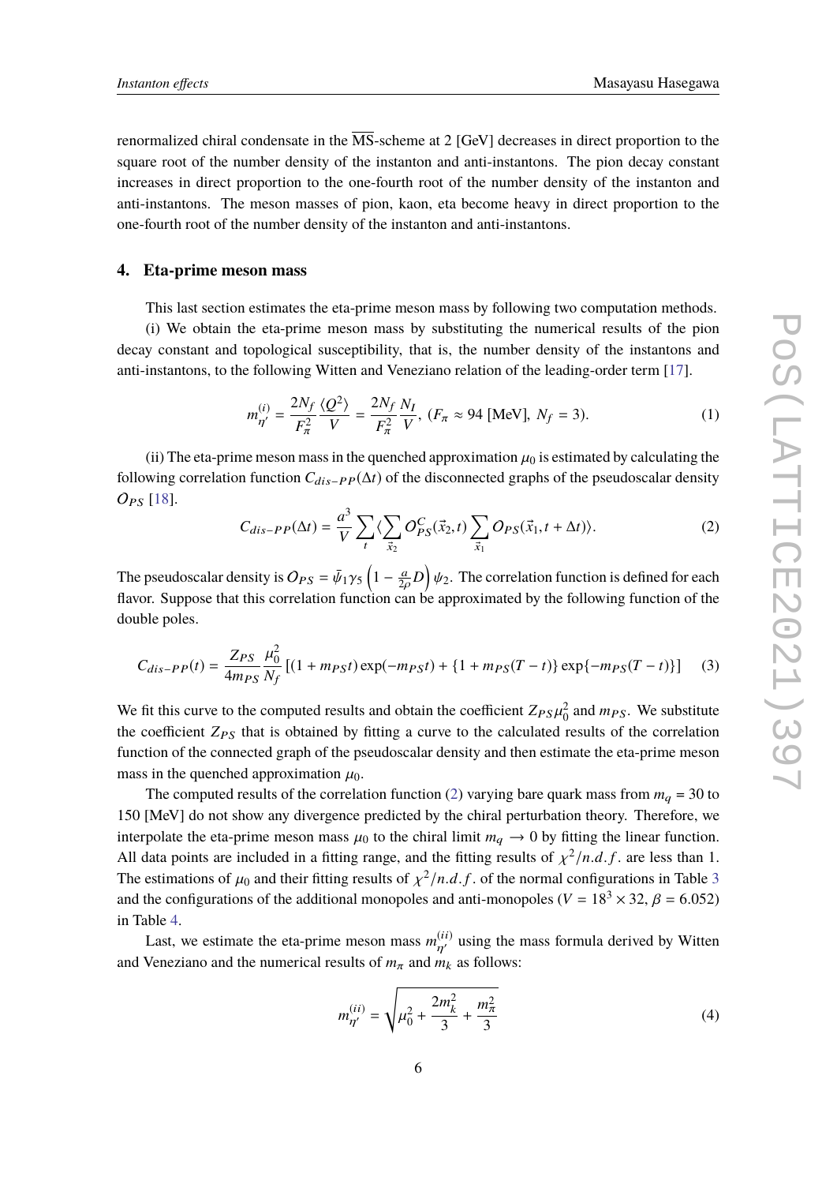renormalized chiral condensate in the $\overline{\text{MS}}$-scheme at 2 [GeV] decreases in direct proportion to the square root of the number density of the instanton and anti-instantons. The pion decay constant increases in direct proportion to the one-fourth root of the number density of the instanton and anti-instantons. The meson masses of pion, kaon, eta become heavy in direct proportion to the one-fourth root of the number density of the instanton and anti-instantons.

## 4. Eta-prime meson mass

This last section estimates the eta-prime meson mass by following two computation methods.

(i) We obtain the eta-prime meson mass by substituting the numerical results of the pion decay constant and topological susceptibility, that is, the number density of the instantons and anti-instantons, to the following Witten and Veneziano relation of the leading-order term [17].

$$m_{\eta'}^{(i)} = \frac{2N_f}{F_\pi^2}\frac{\langle Q^2 \rangle}{V} = \frac{2N_f}{F_\pi^2}\frac{N_I}{V}, \ (F_\pi \approx 94 \text{ [MeV]}, \ N_f = 3). \tag{1}$$

(ii) The eta-prime meson mass in the quenched approximation $\mu_0$ is estimated by calculating the following correlation function $C_{dis-PP}(\Delta t)$ of the disconnected graphs of the pseudoscalar density $O_{PS}$ [18].

$$C_{dis-PP}(\Delta t) = \frac{a^3}{V}\sum_t \langle \sum_{\vec{x}_2} O_{PS}^C(\vec{x}_2, t) \sum_{\vec{x}_1} O_{PS}(\vec{x}_1, t + \Delta t) \rangle. \tag{2}$$

The pseudoscalar density is $O_{PS} = \bar{\psi}_1 \gamma_5 \left(1 - \frac{a}{2\rho}D\right)\psi_2$. The correlation function is defined for each flavor. Suppose that this correlation function can be approximated by the following function of the double poles.

$$C_{dis-PP}(t) = \frac{Z_{PS}}{4m_{PS}}\frac{\mu_0^2}{N_f}\left[(1 + m_{PS}t)\exp(-m_{PS}t) + \{1 + m_{PS}(T - t)\}\exp\{-m_{PS}(T - t)\}\right] \tag{3}$$

We fit this curve to the computed results and obtain the coefficient $Z_{PS}\mu_0^2$ and $m_{PS}$. We substitute the coefficient $Z_{PS}$ that is obtained by fitting a curve to the calculated results of the correlation function of the connected graph of the pseudoscalar density and then estimate the eta-prime meson mass in the quenched approximation $\mu_0$.

The computed results of the correlation function (2) varying bare quark mass from $m_q = 30$ to 150 [MeV] do not show any divergence predicted by the chiral perturbation theory. Therefore, we interpolate the eta-prime meson mass $\mu_0$ to the chiral limit $m_q \to 0$ by fitting the linear function. All data points are included in a fitting range, and the fitting results of $\chi^2/n.d.f.$ are less than 1. The estimations of $\mu_0$ and their fitting results of $\chi^2/n.d.f.$ of the normal configurations in Table 3 and the configurations of the additional monopoles and anti-monopoles ($V = 18^3 \times 32$, $\beta = 6.052$) in Table 4.

Last, we estimate the eta-prime meson mass $m_{\eta'}^{(ii)}$ using the mass formula derived by Witten and Veneziano and the numerical results of $m_\pi$ and $m_k$ as follows:

$$m_{\eta'}^{(ii)} = \sqrt{\mu_0^2 + \frac{2m_k^2}{3} + \frac{m_\pi^2}{3}} \tag{4}$$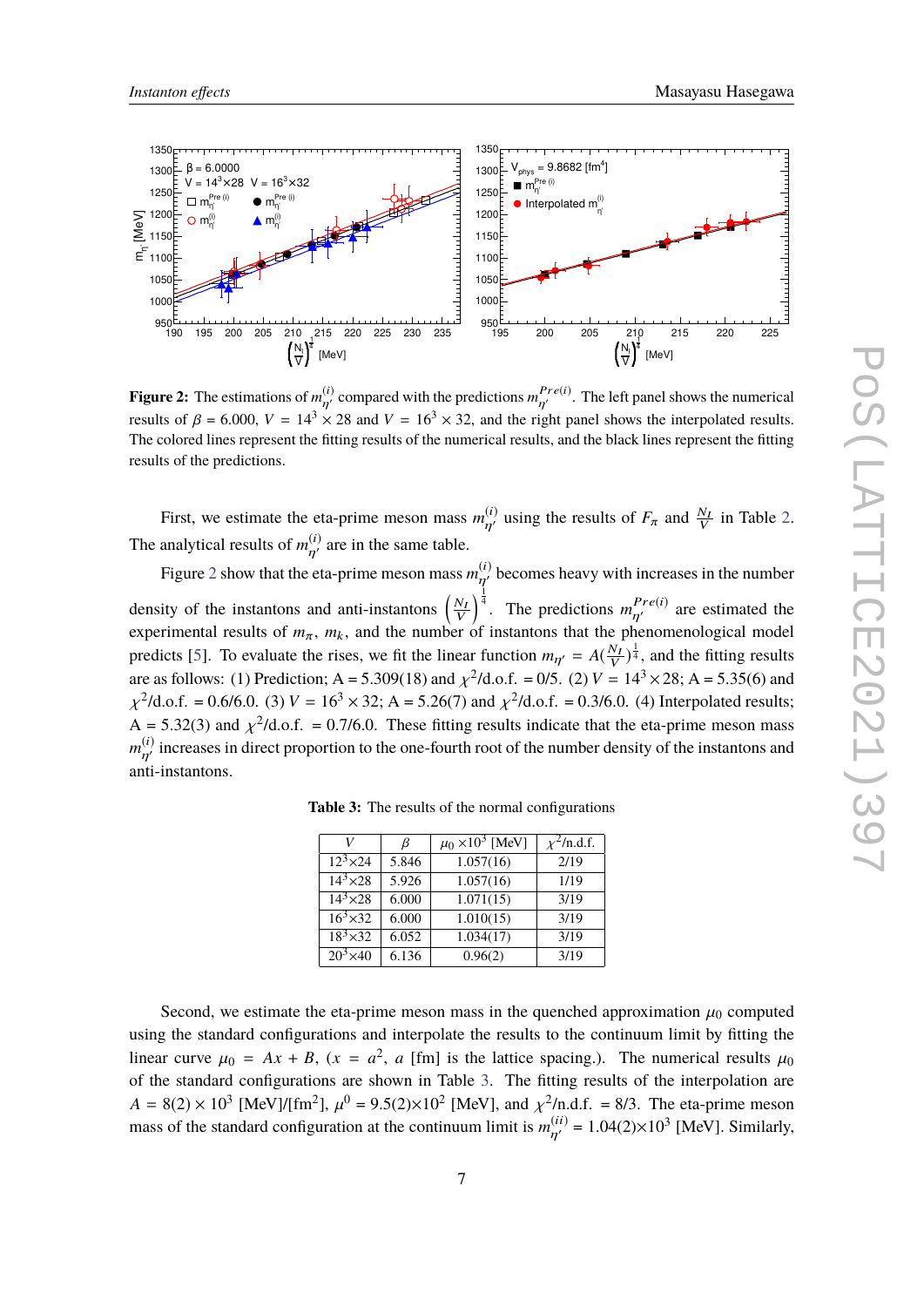**Figure 2:** The estimations of $m_{\eta'}^{(i)}$ compared with the predictions $m_{\eta'}^{Pre(i)}$. The left panel shows the numerical results of $\beta = 6.000$, $V = 14^3 \times 28$ and $V = 16^3 \times 32$, and the right panel shows the interpolated results. The colored lines represent the fitting results of the numerical results, and the black lines represent the fitting results of the predictions.

First, we estimate the eta-prime meson mass $m_{\eta'}^{(i)}$ using the results of $F_\pi$ and $\frac{N_I}{V}$ in Table 2. The analytical results of $m_{\eta'}^{(i)}$ are in the same table.

Figure 2 show that the eta-prime meson mass $m_{\eta'}^{(i)}$ becomes heavy with increases in the number density of the instantons and anti-instantons $\left(\frac{N_I}{V}\right)^{\frac{1}{4}}$. The predictions $m_{\eta'}^{Pre(i)}$ are estimated the experimental results of $m_\pi$, $m_k$, and the number of instantons that the phenomenological model predicts [5]. To evaluate the rises, we fit the linear function $m_{\eta'} = A(\frac{N_I}{V})^{\frac{1}{4}}$, and the fitting results are as follows: (1) Prediction; A = 5.309(18) and $\chi^2$/d.o.f. = 0/5. (2) $V = 14^3 \times 28$; A = 5.35(6) and $\chi^2$/d.o.f. = 0.6/6.0. (3) $V = 16^3 \times 32$; A = 5.26(7) and $\chi^2$/d.o.f. = 0.3/6.0. (4) Interpolated results; A = 5.32(3) and $\chi^2$/n.d.f. = 0.7/6.0. These fitting results indicate that the eta-prime meson mass $m_{\eta'}^{(i)}$ increases in direct proportion to the one-fourth root of the number density of the instantons and anti-instantons.

**Table 3:** The results of the normal configurations

| $V$ | $\beta$ | $\mu_0 \times 10^3$ [MeV] | $\chi^2$/n.d.f. |
|---|---|---|---|
| $12^3 \times 24$ | 5.846 | 1.057(16) | 2/19 |
| $14^3 \times 28$ | 5.926 | 1.057(16) | 1/19 |
| $14^3 \times 28$ | 6.000 | 1.071(15) | 3/19 |
| $16^3 \times 32$ | 6.000 | 1.010(15) | 3/19 |
| $18^3 \times 32$ | 6.052 | 1.034(17) | 3/19 |
| $20^3 \times 40$ | 6.136 | 0.96(2) | 3/19 |

Second, we estimate the eta-prime meson mass in the quenched approximation $\mu_0$ computed using the standard configurations and interpolate the results to the continuum limit by fitting the linear curve $\mu_0 = Ax + B$, ($x = a^2$, $a$ [fm] is the lattice spacing.). The numerical results $\mu_0$ of the standard configurations are shown in Table 3. The fitting results of the interpolation are $A = 8(2) \times 10^3$ [MeV]/[fm$^2$], $\mu^0 = 9.5(2){\times}10^2$ [MeV], and $\chi^2$/n.d.f. = 8/3. The eta-prime meson mass of the standard configuration at the continuum limit is $m_{\eta'}^{(ii)} = 1.04(2){\times}10^3$ [MeV]. Similarly,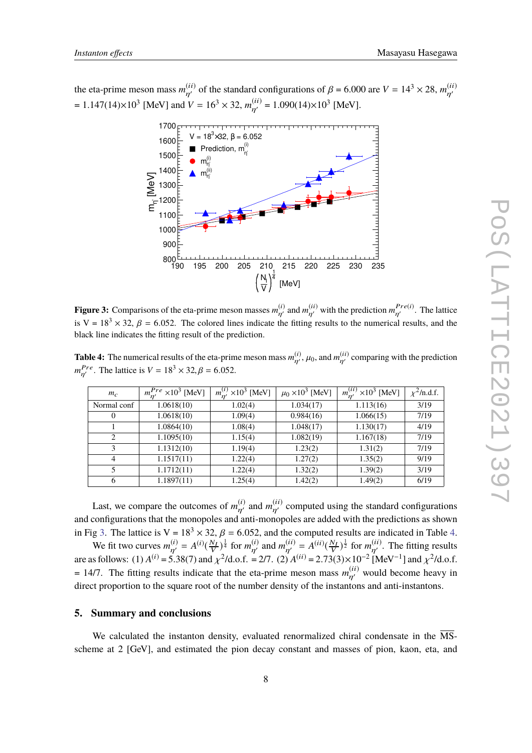the eta-prime meson mass $m_{\eta'}^{(ii)}$ of the standard configurations of $\beta = 6.000$ are $V = 14^3 \times 28$, $m_{\eta'}^{(ii)}$ = 1.147(14)×10$^3$ [MeV] and $V = 16^3 \times 32$, $m_{\eta'}^{(ii)}$ = 1.090(14)×10$^3$ [MeV].

**Figure 3:** Comparisons of the eta-prime meson masses $m_{\eta'}^{(i)}$ and $m_{\eta'}^{(ii)}$ with the prediction $m_{\eta'}^{Pre(i)}$. The lattice is V = $18^3 \times 32$, $\beta$ = 6.052. The colored lines indicate the fitting results to the numerical results, and the black line indicates the fitting result of the prediction.

**Table 4:** The numerical results of the eta-prime meson mass $m_{\eta'}^{(i)}$, $\mu_0$, and $m_{\eta'}^{(ii)}$ comparing with the prediction $m_{\eta'}^{Pre}$. The lattice is $V = 18^3 \times 32, \beta = 6.052$.

| $m_c$ | $m_{\eta'}^{Pre} \times 10^3$ [MeV] | $m_{\eta'}^{(i)} \times 10^3$ [MeV] | $\mu_0 \times 10^3$ [MeV] | $m_{\eta'}^{(ii)} \times 10^3$ [MeV] | $\chi^2$/n.d.f. |
|---|---|---|---|---|---|
| Normal conf | 1.0618(10) | 1.02(4) | 1.034(17) | 1.113(16) | 3/19 |
| 0 | 1.0618(10) | 1.09(4) | 0.984(16) | 1.066(15) | 7/19 |
| 1 | 1.0864(10) | 1.08(4) | 1.048(17) | 1.130(17) | 4/19 |
| 2 | 1.1095(10) | 1.15(4) | 1.082(19) | 1.167(18) | 7/19 |
| 3 | 1.1312(10) | 1.19(4) | 1.23(2) | 1.31(2) | 7/19 |
| 4 | 1.1517(11) | 1.22(4) | 1.27(2) | 1.35(2) | 9/19 |
| 5 | 1.1712(11) | 1.22(4) | 1.32(2) | 1.39(2) | 3/19 |
| 6 | 1.1897(11) | 1.25(4) | 1.42(2) | 1.49(2) | 6/19 |

Last, we compare the outcomes of $m_{\eta'}^{(i)}$ and $m_{\eta'}^{(ii)}$ computed using the standard configurations and configurations that the monopoles and anti-monopoles are added with the predictions as shown in Fig 3. The lattice is V = $18^3 \times 32$, $\beta$ = 6.052, and the computed results are indicated in Table 4.

We fit two curves $m_{\eta'}^{(i)} = A^{(i)}(\frac{N_I}{V})^{\frac{1}{4}}$ for $m_{\eta'}^{(i)}$ and $m_{\eta'}^{(ii)} = A^{(ii)}(\frac{N_I}{V})^{\frac{1}{2}}$ for $m_{\eta'}^{(ii)}$. The fitting results are as follows: (1) $A^{(i)}$ = 5.38(7) and $\chi^2$/d.o.f. = 2/7. (2) $A^{(ii)}$ = 2.73(3)×10$^{-2}$ [MeV$^{-1}$] and $\chi^2$/d.o.f. = 14/7. The fitting results indicate that the eta-prime meson mass $m_{\eta'}^{(ii)}$ would become heavy in direct proportion to the square root of the number density of the instantons and anti-instantons.

## 5. Summary and conclusions

We calculated the instanton density, evaluated renormalized chiral condensate in the $\overline{\text{MS}}$-scheme at 2 [GeV], and estimated the pion decay constant and masses of pion, kaon, eta, and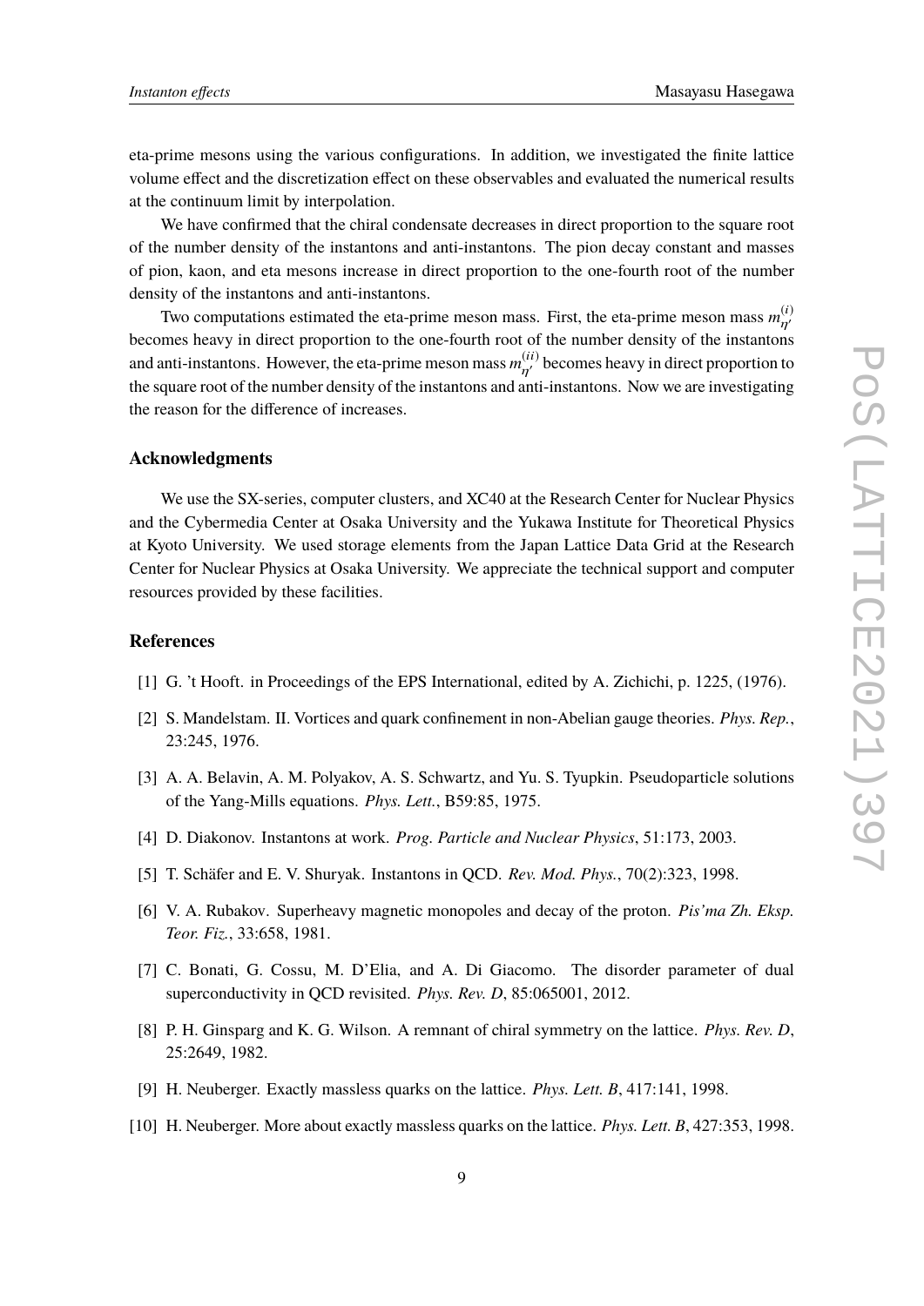eta-prime mesons using the various configurations. In addition, we investigated the finite lattice volume effect and the discretization effect on these observables and evaluated the numerical results at the continuum limit by interpolation.

We have confirmed that the chiral condensate decreases in direct proportion to the square root of the number density of the instantons and anti-instantons. The pion decay constant and masses of pion, kaon, and eta mesons increase in direct proportion to the one-fourth root of the number density of the instantons and anti-instantons.

Two computations estimated the eta-prime meson mass. First, the eta-prime meson mass $m_{\eta'}^{(i)}$ becomes heavy in direct proportion to the one-fourth root of the number density of the instantons and anti-instantons. However, the eta-prime meson mass $m_{\eta'}^{(ii)}$ becomes heavy in direct proportion to the square root of the number density of the instantons and anti-instantons. Now we are investigating the reason for the difference of increases.

### Acknowledgments

We use the SX-series, computer clusters, and XC40 at the Research Center for Nuclear Physics and the Cybermedia Center at Osaka University and the Yukawa Institute for Theoretical Physics at Kyoto University. We used storage elements from the Japan Lattice Data Grid at the Research Center for Nuclear Physics at Osaka University. We appreciate the technical support and computer resources provided by these facilities.

### References

[1] G. 't Hooft. in Proceedings of the EPS International, edited by A. Zichichi, p. 1225, (1976).

[2] S. Mandelstam. II. Vortices and quark confinement in non-Abelian gauge theories. *Phys. Rep.*, 23:245, 1976.

[3] A. A. Belavin, A. M. Polyakov, A. S. Schwartz, and Yu. S. Tyupkin. Pseudoparticle solutions of the Yang-Mills equations. *Phys. Lett.*, B59:85, 1975.

[4] D. Diakonov. Instantons at work. *Prog. Particle and Nuclear Physics*, 51:173, 2003.

[5] T. Schäfer and E. V. Shuryak. Instantons in QCD. *Rev. Mod. Phys.*, 70(2):323, 1998.

[6] V. A. Rubakov. Superheavy magnetic monopoles and decay of the proton. *Pis'ma Zh. Eksp. Teor. Fiz.*, 33:658, 1981.

[7] C. Bonati, G. Cossu, M. D'Elia, and A. Di Giacomo. The disorder parameter of dual superconductivity in QCD revisited. *Phys. Rev. D*, 85:065001, 2012.

[8] P. H. Ginsparg and K. G. Wilson. A remnant of chiral symmetry on the lattice. *Phys. Rev. D*, 25:2649, 1982.

[9] H. Neuberger. Exactly massless quarks on the lattice. *Phys. Lett. B*, 417:141, 1998.

[10] H. Neuberger. More about exactly massless quarks on the lattice. *Phys. Lett. B*, 427:353, 1998.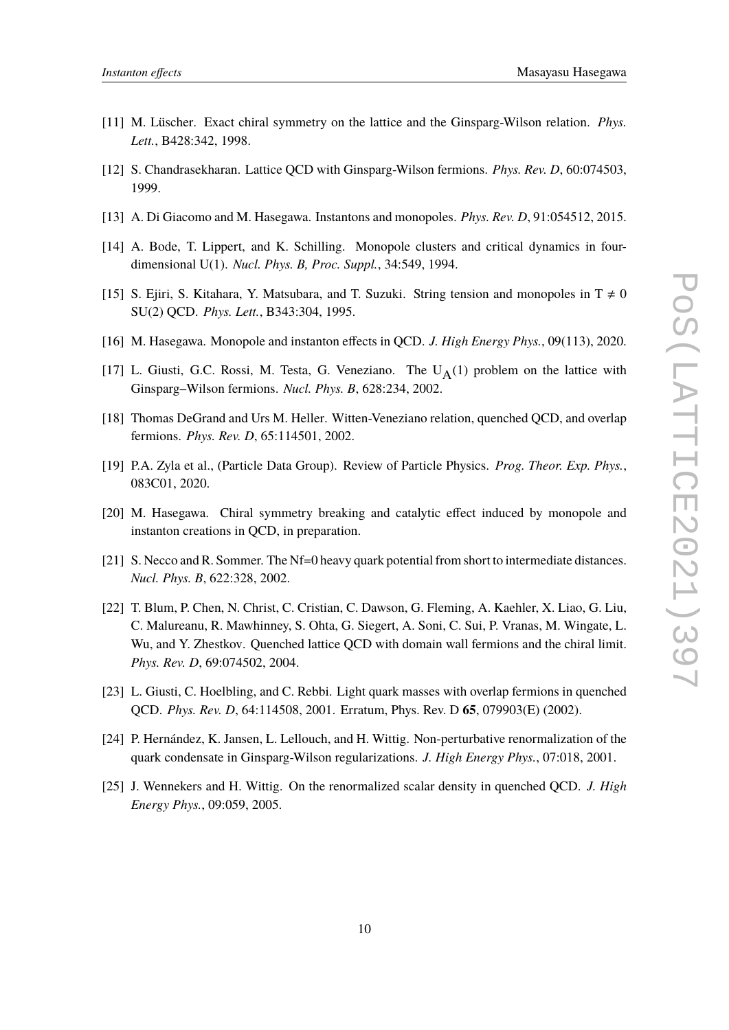[11] M. Lüscher. Exact chiral symmetry on the lattice and the Ginsparg-Wilson relation. *Phys. Lett.*, B428:342, 1998.

[12] S. Chandrasekharan. Lattice QCD with Ginsparg-Wilson fermions. *Phys. Rev. D*, 60:074503, 1999.

[13] A. Di Giacomo and M. Hasegawa. Instantons and monopoles. *Phys. Rev. D*, 91:054512, 2015.

[14] A. Bode, T. Lippert, and K. Schilling. Monopole clusters and critical dynamics in four-dimensional U(1). *Nucl. Phys. B, Proc. Suppl.*, 34:549, 1994.

[15] S. Ejiri, S. Kitahara, Y. Matsubara, and T. Suzuki. String tension and monopoles in $T \neq 0$ SU(2) QCD. *Phys. Lett.*, B343:304, 1995.

[16] M. Hasegawa. Monopole and instanton effects in QCD. *J. High Energy Phys.*, 09(113), 2020.

[17] L. Giusti, G.C. Rossi, M. Testa, G. Veneziano. The $U_A(1)$ problem on the lattice with Ginsparg–Wilson fermions. *Nucl. Phys. B*, 628:234, 2002.

[18] Thomas DeGrand and Urs M. Heller. Witten-Veneziano relation, quenched QCD, and overlap fermions. *Phys. Rev. D*, 65:114501, 2002.

[19] P.A. Zyla et al., (Particle Data Group). Review of Particle Physics. *Prog. Theor. Exp. Phys.*, 083C01, 2020.

[20] M. Hasegawa. Chiral symmetry breaking and catalytic effect induced by monopole and instanton creations in QCD, in preparation.

[21] S. Necco and R. Sommer. The Nf=0 heavy quark potential from short to intermediate distances. *Nucl. Phys. B*, 622:328, 2002.

[22] T. Blum, P. Chen, N. Christ, C. Cristian, C. Dawson, G. Fleming, A. Kaehler, X. Liao, G. Liu, C. Malureanu, R. Mawhinney, S. Ohta, G. Siegert, A. Soni, C. Sui, P. Vranas, M. Wingate, L. Wu, and Y. Zhestkov. Quenched lattice QCD with domain wall fermions and the chiral limit. *Phys. Rev. D*, 69:074502, 2004.

[23] L. Giusti, C. Hoelbling, and C. Rebbi. Light quark masses with overlap fermions in quenched QCD. *Phys. Rev. D*, 64:114508, 2001. Erratum, Phys. Rev. D **65**, 079903(E) (2002).

[24] P. Hernández, K. Jansen, L. Lellouch, and H. Wittig. Non-perturbative renormalization of the quark condensate in Ginsparg-Wilson regularizations. *J. High Energy Phys.*, 07:018, 2001.

[25] J. Wennekers and H. Wittig. On the renormalized scalar density in quenched QCD. *J. High Energy Phys.*, 09:059, 2005.